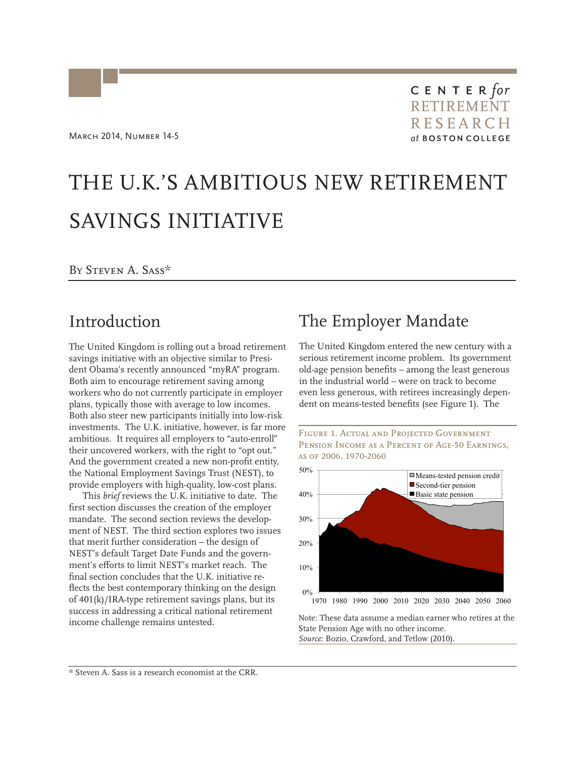March 2014, Number 14-5

CENTER *for* RETIREMENT RESEARCH *at* BOSTON COLLEGE

# THE U.K.'S AMBITIOUS NEW RETIREMENT SAVINGS INITIATIVE

By Steven A. Sass*

## Introduction

The United Kingdom is rolling out a broad retirement savings initiative with an objective similar to President Obama's recently announced "myRA" program. Both aim to encourage retirement saving among workers who do not currently participate in employer plans, typically those with average to low incomes. Both also steer new participants initially into low-risk investments. The U.K. initiative, however, is far more ambitious. It requires all employers to "auto-enroll" their uncovered workers, with the right to "opt out." And the government created a new non-profit entity, the National Employment Savings Trust (NEST), to provide employers with high-quality, low-cost plans.

This *brief* reviews the U.K. initiative to date. The first section discusses the creation of the employer mandate. The second section reviews the development of NEST. The third section explores two issues that merit further consideration – the design of NEST's default Target Date Funds and the government's efforts to limit NEST's market reach. The final section concludes that the U.K. initiative reflects the best contemporary thinking on the design of 401(k)/IRA-type retirement savings plans, but its success in addressing a critical national retirement income challenge remains untested.

## The Employer Mandate

The United Kingdom entered the new century with a serious retirement income problem. Its government old-age pension benefits – among the least generous in the industrial world – were on track to become even less generous, with retirees increasingly dependent on means-tested benefits (see Figure 1). The

Figure 1. Actual and Projected Government Pension Income as a Percent of Age-50 Earnings, as of 2006, 1970-2060

Note: These data assume a median earner who retires at the State Pension Age with no other income.
*Source*: Bozio, Crawford, and Tetlow (2010).

* Steven A. Sass is a research economist at the CRR.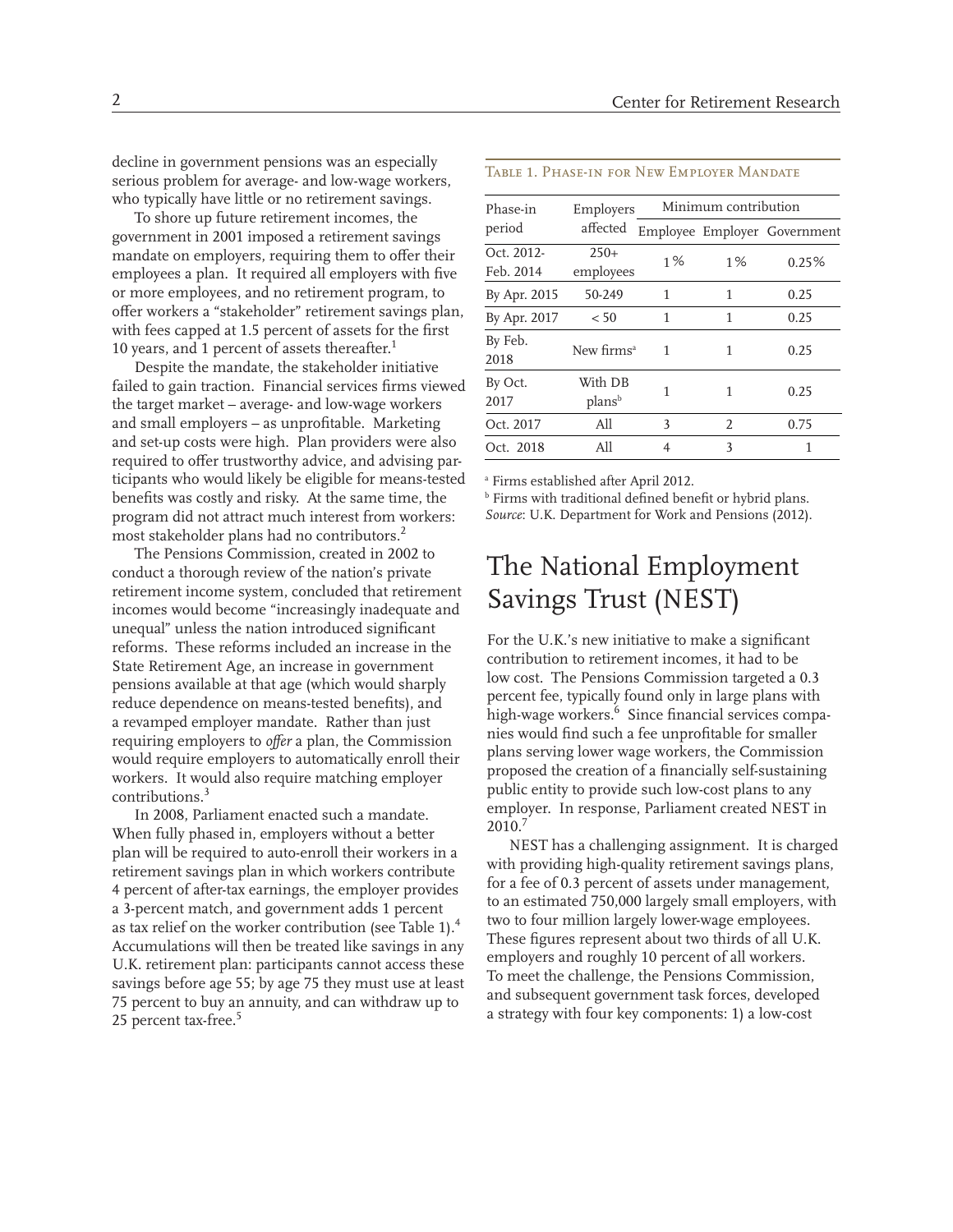decline in government pensions was an especially serious problem for average- and low-wage workers, who typically have little or no retirement savings.

To shore up future retirement incomes, the government in 2001 imposed a retirement savings mandate on employers, requiring them to offer their employees a plan. It required all employers with five or more employees, and no retirement program, to offer workers a "stakeholder" retirement savings plan, with fees capped at 1.5 percent of assets for the first 10 years, and 1 percent of assets thereafter.[1]

Despite the mandate, the stakeholder initiative failed to gain traction. Financial services firms viewed the target market – average- and low-wage workers and small employers – as unprofitable. Marketing and set-up costs were high. Plan providers were also required to offer trustworthy advice, and advising participants who would likely be eligible for means-tested benefits was costly and risky. At the same time, the program did not attract much interest from workers: most stakeholder plans had no contributors.[2]

The Pensions Commission, created in 2002 to conduct a thorough review of the nation's private retirement income system, concluded that retirement incomes would become "increasingly inadequate and unequal" unless the nation introduced significant reforms. These reforms included an increase in the State Retirement Age, an increase in government pensions available at that age (which would sharply reduce dependence on means-tested benefits), and a revamped employer mandate. Rather than just requiring employers to *offer* a plan, the Commission would require employers to automatically enroll their workers. It would also require matching employer contributions.[3]

In 2008, Parliament enacted such a mandate. When fully phased in, employers without a better plan will be required to auto-enroll their workers in a retirement savings plan in which workers contribute 4 percent of after-tax earnings, the employer provides a 3-percent match, and government adds 1 percent as tax relief on the worker contribution (see Table 1).[4] Accumulations will then be treated like savings in any U.K. retirement plan: participants cannot access these savings before age 55; by age 75 they must use at least 75 percent to buy an annuity, and can withdraw up to 25 percent tax-free.[5]

Table 1. Phase-in for New Employer Mandate

| Phase-in period | Employers affected | Minimum contribution | | |
|---|---|---|---|---|
| | | Employee | Employer | Government |
| Oct. 2012-Feb. 2014 | 250+ employees | 1% | 1% | 0.25% |
| By Apr. 2015 | 50-249 | 1 | 1 | 0.25 |
| By Apr. 2017 | < 50 | 1 | 1 | 0.25 |
| By Feb. 2018 | New firms[a] | 1 | 1 | 0.25 |
| By Oct. 2017 | With DB plans[b] | 1 | 1 | 0.25 |
| Oct. 2017 | All | 3 | 2 | 0.75 |
| Oct. 2018 | All | 4 | 3 | 1 |

[a] Firms established after April 2012.
[b] Firms with traditional defined benefit or hybrid plans.
*Source*: U.K. Department for Work and Pensions (2012).

## The National Employment Savings Trust (NEST)

For the U.K.'s new initiative to make a significant contribution to retirement incomes, it had to be low cost. The Pensions Commission targeted a 0.3 percent fee, typically found only in large plans with high-wage workers.[6] Since financial services companies would find such a fee unprofitable for smaller plans serving lower wage workers, the Commission proposed the creation of a financially self-sustaining public entity to provide such low-cost plans to any employer. In response, Parliament created NEST in 2010.[7]

NEST has a challenging assignment. It is charged with providing high-quality retirement savings plans, for a fee of 0.3 percent of assets under management, to an estimated 750,000 largely small employers, with two to four million largely lower-wage employees. These figures represent about two thirds of all U.K. employers and roughly 10 percent of all workers. To meet the challenge, the Pensions Commission, and subsequent government task forces, developed a strategy with four key components: 1) a low-cost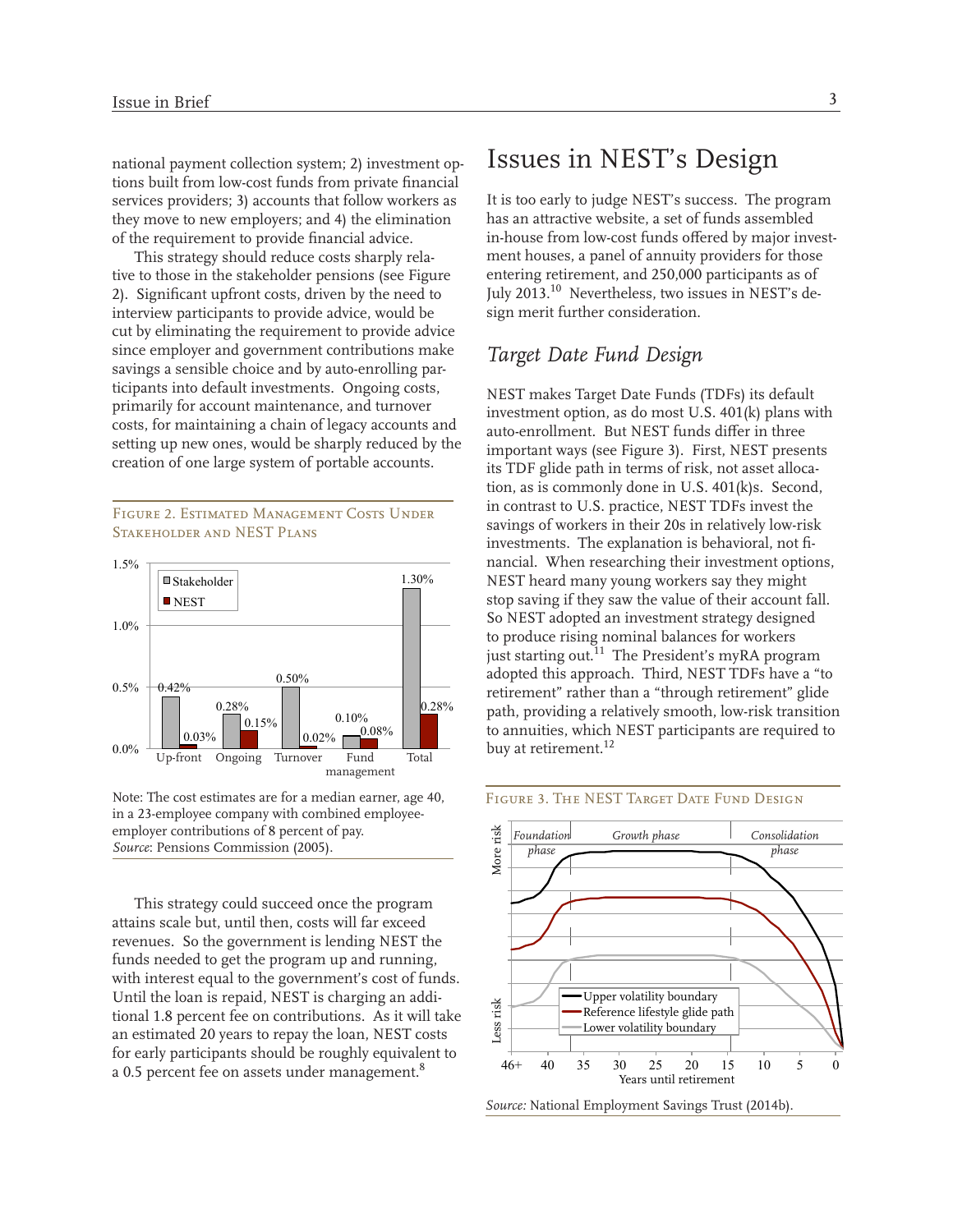national payment collection system; 2) investment options built from low-cost funds from private financial services providers; 3) accounts that follow workers as they move to new employers; and 4) the elimination of the requirement to provide financial advice.

This strategy should reduce costs sharply relative to those in the stakeholder pensions (see Figure 2). Significant upfront costs, driven by the need to interview participants to provide advice, would be cut by eliminating the requirement to provide advice since employer and government contributions make savings a sensible choice and by auto-enrolling participants into default investments. Ongoing costs, primarily for account maintenance, and turnover costs, for maintaining a chain of legacy accounts and setting up new ones, would be sharply reduced by the creation of one large system of portable accounts.

Figure 2. Estimated Management Costs Under Stakeholder and NEST Plans

| | Stakeholder | NEST |
|---|---|---|
| Up-front | 0.42% | 0.03% |
| Ongoing | 0.28% | 0.15% |
| Turnover | 0.50% | 0.02% |
| Fund management | 0.10% | 0.08% |
| Total | 1.30% | 0.28% |

Note: The cost estimates are for a median earner, age 40, in a 23-employee company with combined employee-employer contributions of 8 percent of pay.
*Source*: Pensions Commission (2005).

This strategy could succeed once the program attains scale but, until then, costs will far exceed revenues. So the government is lending NEST the funds needed to get the program up and running, with interest equal to the government's cost of funds. Until the loan is repaid, NEST is charging an additional 1.8 percent fee on contributions. As it will take an estimated 20 years to repay the loan, NEST costs for early participants should be roughly equivalent to a 0.5 percent fee on assets under management.[8]

# Issues in NEST's Design

It is too early to judge NEST's success. The program has an attractive website, a set of funds assembled in-house from low-cost funds offered by major investment houses, a panel of annuity providers for those entering retirement, and 250,000 participants as of July 2013.[10] Nevertheless, two issues in NEST's design merit further consideration.

## *Target Date Fund Design*

NEST makes Target Date Funds (TDFs) its default investment option, as do most U.S. 401(k) plans with auto-enrollment. But NEST funds differ in three important ways (see Figure 3). First, NEST presents its TDF glide path in terms of risk, not asset allocation, as is commonly done in U.S. 401(k)s. Second, in contrast to U.S. practice, NEST TDFs invest the savings of workers in their 20s in relatively low-risk investments. The explanation is behavioral, not financial. When researching their investment options, NEST heard many young workers say they might stop saving if they saw the value of their account fall. So NEST adopted an investment strategy designed to produce rising nominal balances for workers just starting out.[11] The President's myRA program adopted this approach. Third, NEST TDFs have a "to retirement" rather than a "through retirement" glide path, providing a relatively smooth, low-risk transition to annuities, which NEST participants are required to buy at retirement.[12]

Figure 3. The NEST Target Date Fund Design

*Source:* National Employment Savings Trust (2014b).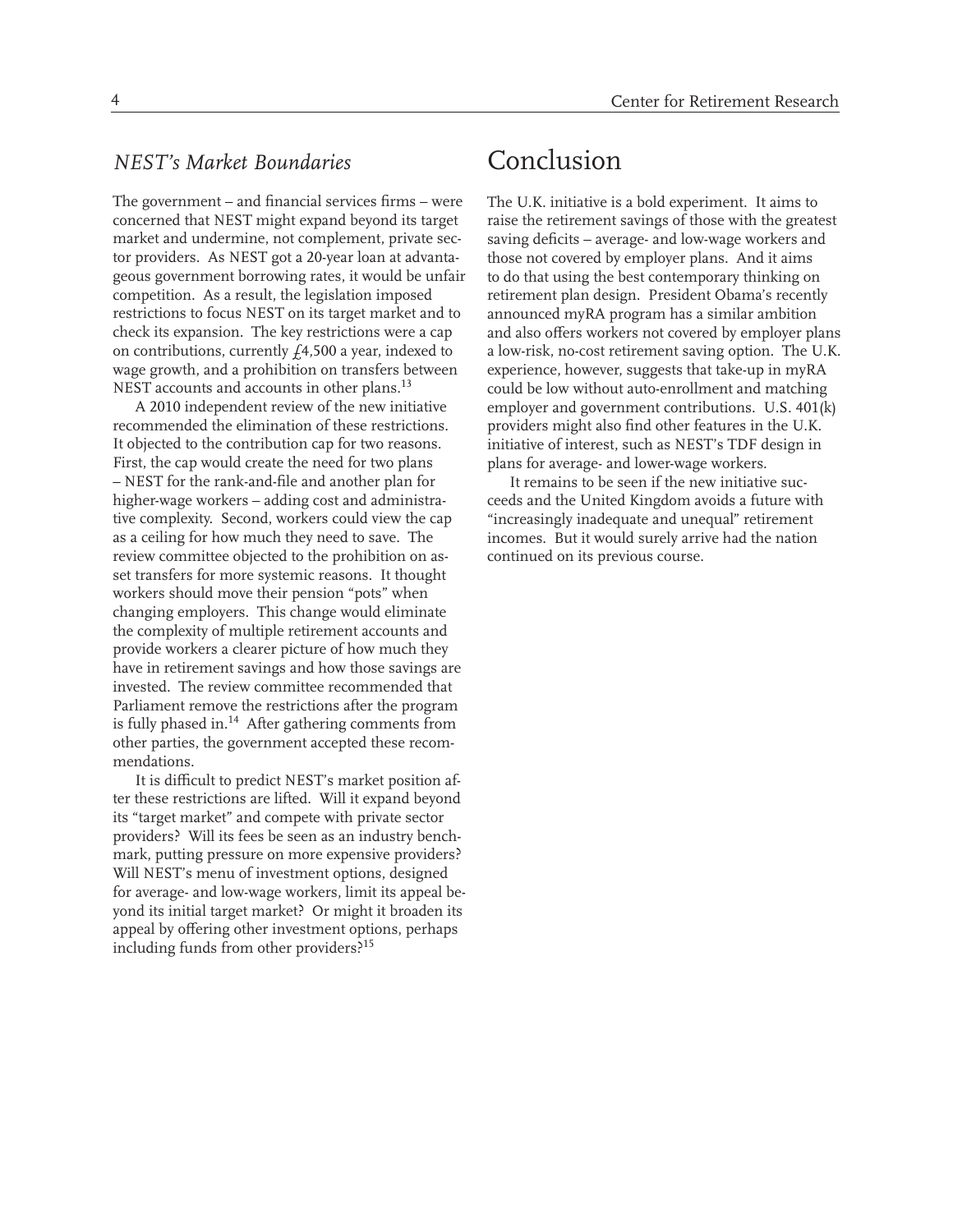### *NEST's Market Boundaries*

The government – and financial services firms – were concerned that NEST might expand beyond its target market and undermine, not complement, private sector providers. As NEST got a 20-year loan at advantageous government borrowing rates, it would be unfair competition. As a result, the legislation imposed restrictions to focus NEST on its target market and to check its expansion. The key restrictions were a cap on contributions, currently £4,500 a year, indexed to wage growth, and a prohibition on transfers between NEST accounts and accounts in other plans.[13]

A 2010 independent review of the new initiative recommended the elimination of these restrictions. It objected to the contribution cap for two reasons. First, the cap would create the need for two plans – NEST for the rank-and-file and another plan for higher-wage workers – adding cost and administrative complexity. Second, workers could view the cap as a ceiling for how much they need to save. The review committee objected to the prohibition on asset transfers for more systemic reasons. It thought workers should move their pension "pots" when changing employers. This change would eliminate the complexity of multiple retirement accounts and provide workers a clearer picture of how much they have in retirement savings and how those savings are invested. The review committee recommended that Parliament remove the restrictions after the program is fully phased in.[14] After gathering comments from other parties, the government accepted these recommendations.

It is difficult to predict NEST's market position after these restrictions are lifted. Will it expand beyond its "target market" and compete with private sector providers? Will its fees be seen as an industry benchmark, putting pressure on more expensive providers? Will NEST's menu of investment options, designed for average- and low-wage workers, limit its appeal beyond its initial target market? Or might it broaden its appeal by offering other investment options, perhaps including funds from other providers?[15]

## Conclusion

The U.K. initiative is a bold experiment. It aims to raise the retirement savings of those with the greatest saving deficits – average- and low-wage workers and those not covered by employer plans. And it aims to do that using the best contemporary thinking on retirement plan design. President Obama's recently announced myRA program has a similar ambition and also offers workers not covered by employer plans a low-risk, no-cost retirement saving option. The U.K. experience, however, suggests that take-up in myRA could be low without auto-enrollment and matching employer and government contributions. U.S. 401(k) providers might also find other features in the U.K. initiative of interest, such as NEST's TDF design in plans for average- and lower-wage workers.

It remains to be seen if the new initiative succeeds and the United Kingdom avoids a future with "increasingly inadequate and unequal" retirement incomes. But it would surely arrive had the nation continued on its previous course.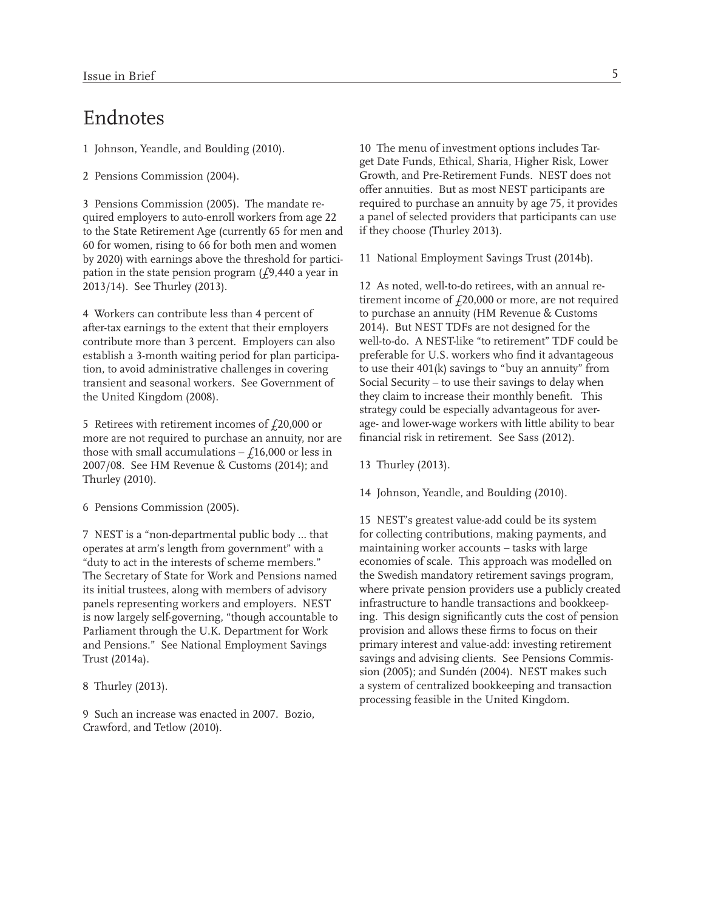# Endnotes

1 Johnson, Yeandle, and Boulding (2010).

2 Pensions Commission (2004).

3 Pensions Commission (2005). The mandate required employers to auto-enroll workers from age 22 to the State Retirement Age (currently 65 for men and 60 for women, rising to 66 for both men and women by 2020) with earnings above the threshold for participation in the state pension program (£9,440 a year in 2013/14). See Thurley (2013).

4 Workers can contribute less than 4 percent of after-tax earnings to the extent that their employers contribute more than 3 percent. Employers can also establish a 3-month waiting period for plan participation, to avoid administrative challenges in covering transient and seasonal workers. See Government of the United Kingdom (2008).

5 Retirees with retirement incomes of £20,000 or more are not required to purchase an annuity, nor are those with small accumulations – £16,000 or less in 2007/08. See HM Revenue & Customs (2014); and Thurley (2010).

6 Pensions Commission (2005).

7 NEST is a "non-departmental public body ... that operates at arm's length from government" with a "duty to act in the interests of scheme members." The Secretary of State for Work and Pensions named its initial trustees, along with members of advisory panels representing workers and employers. NEST is now largely self-governing, "though accountable to Parliament through the U.K. Department for Work and Pensions." See National Employment Savings Trust (2014a).

8 Thurley (2013).

9 Such an increase was enacted in 2007. Bozio, Crawford, and Tetlow (2010).

10 The menu of investment options includes Target Date Funds, Ethical, Sharia, Higher Risk, Lower Growth, and Pre-Retirement Funds. NEST does not offer annuities. But as most NEST participants are required to purchase an annuity by age 75, it provides a panel of selected providers that participants can use if they choose (Thurley 2013).

11 National Employment Savings Trust (2014b).

12 As noted, well-to-do retirees, with an annual retirement income of £20,000 or more, are not required to purchase an annuity (HM Revenue & Customs 2014). But NEST TDFs are not designed for the well-to-do. A NEST-like "to retirement" TDF could be preferable for U.S. workers who find it advantageous to use their 401(k) savings to "buy an annuity" from Social Security – to use their savings to delay when they claim to increase their monthly benefit. This strategy could be especially advantageous for average- and lower-wage workers with little ability to bear financial risk in retirement. See Sass (2012).

13 Thurley (2013).

14 Johnson, Yeandle, and Boulding (2010).

15 NEST's greatest value-add could be its system for collecting contributions, making payments, and maintaining worker accounts – tasks with large economies of scale. This approach was modelled on the Swedish mandatory retirement savings program, where private pension providers use a publicly created infrastructure to handle transactions and bookkeeping. This design significantly cuts the cost of pension provision and allows these firms to focus on their primary interest and value-add: investing retirement savings and advising clients. See Pensions Commission (2005); and Sundén (2004). NEST makes such a system of centralized bookkeeping and transaction processing feasible in the United Kingdom.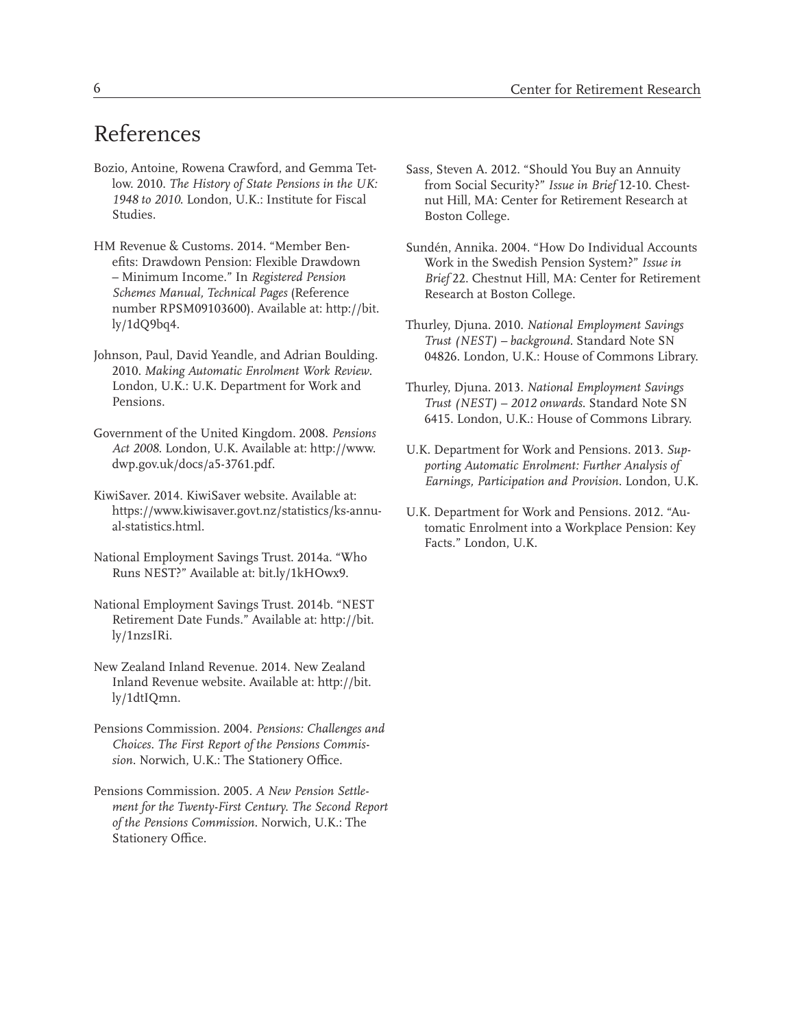## References

Bozio, Antoine, Rowena Crawford, and Gemma Tetlow. 2010. *The History of State Pensions in the UK: 1948 to 2010*. London, U.K.: Institute for Fiscal Studies.

HM Revenue & Customs. 2014. "Member Benefits: Drawdown Pension: Flexible Drawdown – Minimum Income." In *Registered Pension Schemes Manual, Technical Pages* (Reference number RPSM09103600). Available at: http://bit.ly/1dQ9bq4.

Johnson, Paul, David Yeandle, and Adrian Boulding. 2010. *Making Automatic Enrolment Work Review*. London, U.K.: U.K. Department for Work and Pensions.

Government of the United Kingdom. 2008. *Pensions Act 2008*. London, U.K. Available at: http://www.dwp.gov.uk/docs/a5-3761.pdf.

KiwiSaver. 2014. KiwiSaver website. Available at: https://www.kiwisaver.govt.nz/statistics/ks-annual-statistics.html.

National Employment Savings Trust. 2014a. "Who Runs NEST?" Available at: bit.ly/1kHOwx9.

National Employment Savings Trust. 2014b. "NEST Retirement Date Funds." Available at: http://bit.ly/1nzsIRi.

New Zealand Inland Revenue. 2014. New Zealand Inland Revenue website. Available at: http://bit.ly/1dtIQmn.

Pensions Commission. 2004. *Pensions: Challenges and Choices. The First Report of the Pensions Commission*. Norwich, U.K.: The Stationery Office.

Pensions Commission. 2005. *A New Pension Settlement for the Twenty-First Century. The Second Report of the Pensions Commission*. Norwich, U.K.: The Stationery Office.

Sass, Steven A. 2012. "Should You Buy an Annuity from Social Security?" *Issue in Brief* 12-10. Chestnut Hill, MA: Center for Retirement Research at Boston College.

Sundén, Annika. 2004. "How Do Individual Accounts Work in the Swedish Pension System?" *Issue in Brief* 22. Chestnut Hill, MA: Center for Retirement Research at Boston College.

Thurley, Djuna. 2010. *National Employment Savings Trust (NEST) – background*. Standard Note SN 04826. London, U.K.: House of Commons Library.

Thurley, Djuna. 2013. *National Employment Savings Trust (NEST) – 2012 onwards*. Standard Note SN 6415. London, U.K.: House of Commons Library.

U.K. Department for Work and Pensions. 2013. *Supporting Automatic Enrolment: Further Analysis of Earnings, Participation and Provision*. London, U.K.

U.K. Department for Work and Pensions. 2012. "Automatic Enrolment into a Workplace Pension: Key Facts." London, U.K.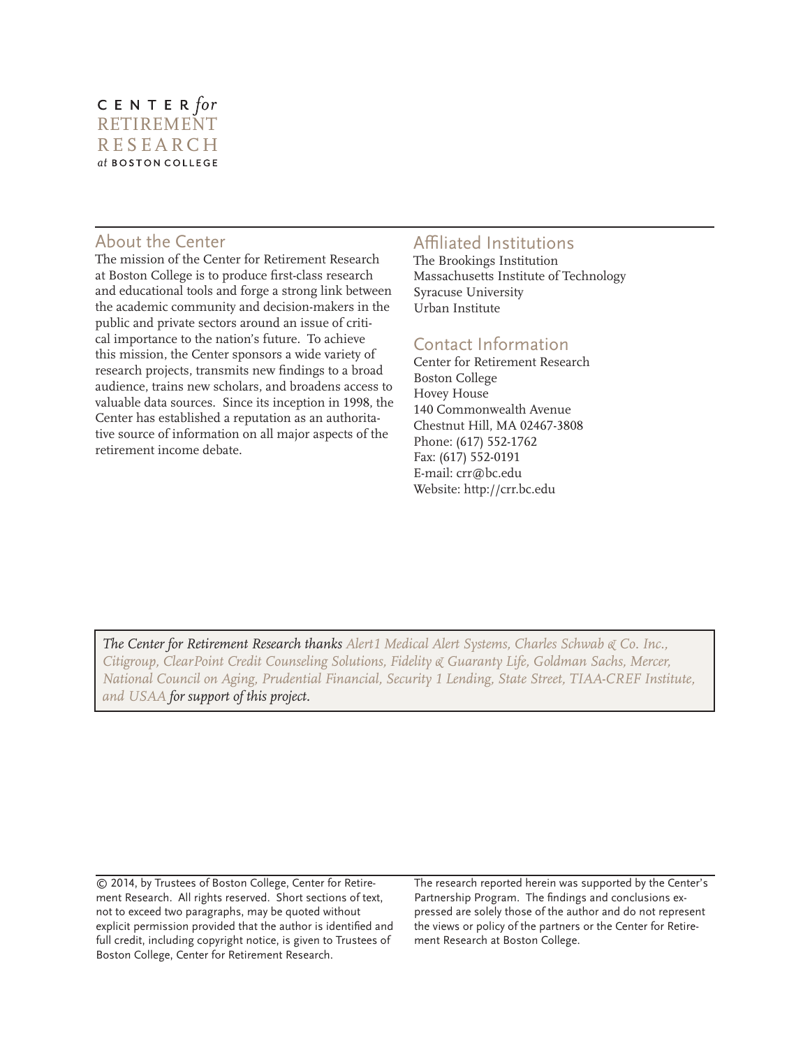CENTER *for*
RETIREMENT
RESEARCH
*at* BOSTON COLLEGE

## About the Center

The mission of the Center for Retirement Research at Boston College is to produce first-class research and educational tools and forge a strong link between the academic community and decision-makers in the public and private sectors around an issue of critical importance to the nation's future. To achieve this mission, the Center sponsors a wide variety of research projects, transmits new findings to a broad audience, trains new scholars, and broadens access to valuable data sources. Since its inception in 1998, the Center has established a reputation as an authoritative source of information on all major aspects of the retirement income debate.

## Affiliated Institutions

The Brookings Institution
Massachusetts Institute of Technology
Syracuse University
Urban Institute

## Contact Information

Center for Retirement Research
Boston College
Hovey House
140 Commonwealth Avenue
Chestnut Hill, MA 02467-3808
Phone: (617) 552-1762
Fax: (617) 552-0191
E-mail: crr@bc.edu
Website: http://crr.bc.edu

*The Center for Retirement Research thanks Alert1 Medical Alert Systems, Charles Schwab & Co. Inc., Citigroup, ClearPoint Credit Counseling Solutions, Fidelity & Guaranty Life, Goldman Sachs, Mercer, National Council on Aging, Prudential Financial, Security 1 Lending, State Street, TIAA-CREF Institute, and USAA for support of this project.*

© 2014, by Trustees of Boston College, Center for Retirement Research. All rights reserved. Short sections of text, not to exceed two paragraphs, may be quoted without explicit permission provided that the author is identified and full credit, including copyright notice, is given to Trustees of Boston College, Center for Retirement Research.

The research reported herein was supported by the Center's Partnership Program. The findings and conclusions expressed are solely those of the author and do not represent the views or policy of the partners or the Center for Retirement Research at Boston College.